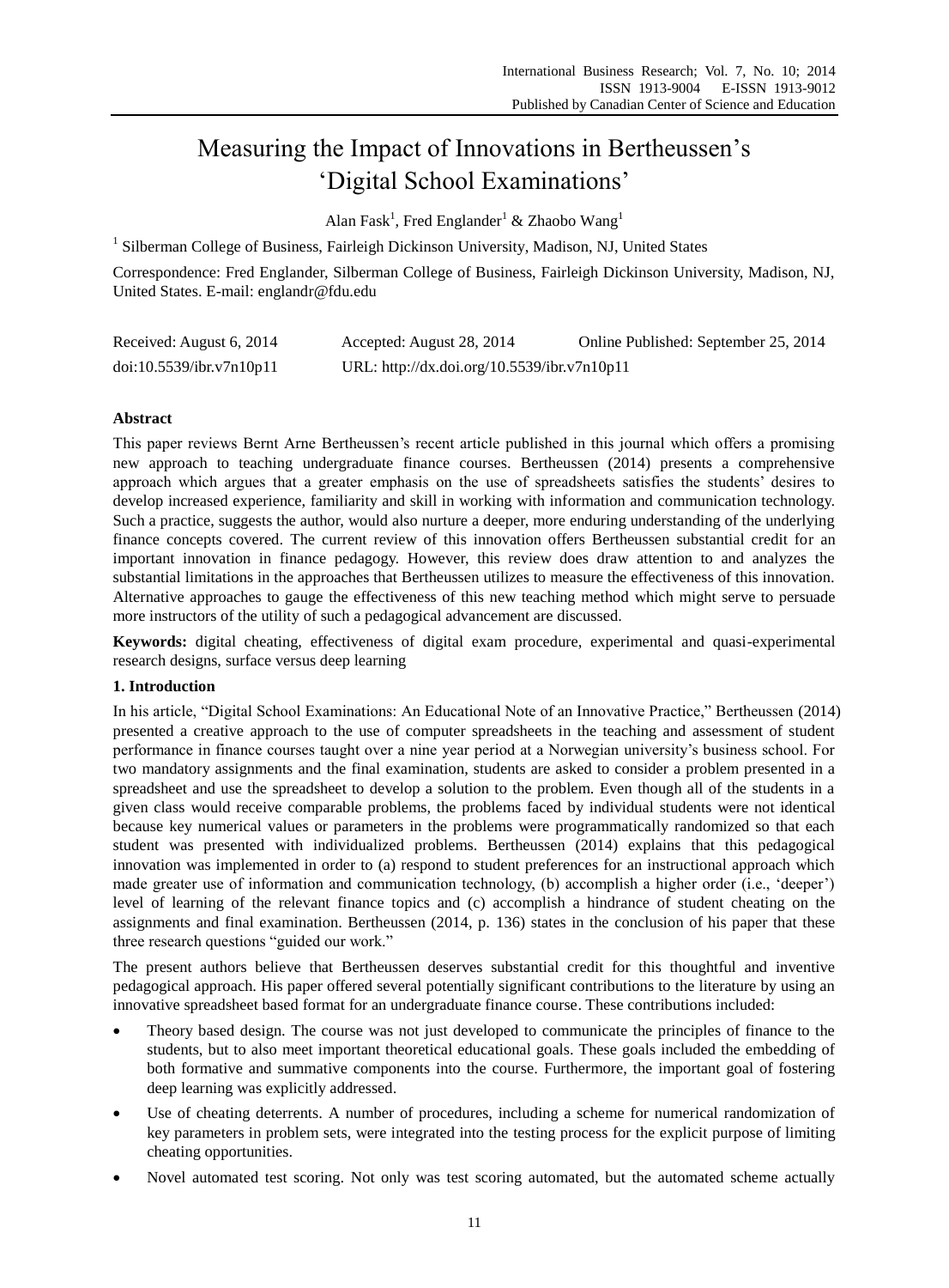# Measuring the Impact of Innovations in Bertheussen's 'Digital School Examinations'

Alan Fask[1], Fred Englander[1] & Zhaobo Wang[1]

[1] Silberman College of Business, Fairleigh Dickinson University, Madison, NJ, United States

Correspondence: Fred Englander, Silberman College of Business, Fairleigh Dickinson University, Madison, NJ, United States. E-mail: englandr@fdu.edu

| | | |
|---|---|---|
| Received: August 6, 2014 | Accepted: August 28, 2014 | Online Published: September 25, 2014 |
| doi:10.5539/ibr.v7n10p11 | URL: http://dx.doi.org/10.5539/ibr.v7n10p11 | |

**Abstract**

This paper reviews Bernt Arne Bertheussen's recent article published in this journal which offers a promising new approach to teaching undergraduate finance courses. Bertheussen (2014) presents a comprehensive approach which argues that a greater emphasis on the use of spreadsheets satisfies the students' desires to develop increased experience, familiarity and skill in working with information and communication technology. Such a practice, suggests the author, would also nurture a deeper, more enduring understanding of the underlying finance concepts covered. The current review of this innovation offers Bertheussen substantial credit for an important innovation in finance pedagogy. However, this review does draw attention to and analyzes the substantial limitations in the approaches that Bertheussen utilizes to measure the effectiveness of this innovation. Alternative approaches to gauge the effectiveness of this new teaching method which might serve to persuade more instructors of the utility of such a pedagogical advancement are discussed.

**Keywords:** digital cheating, effectiveness of digital exam procedure, experimental and quasi-experimental research designs, surface versus deep learning

## 1. Introduction

In his article, "Digital School Examinations: An Educational Note of an Innovative Practice," Bertheussen (2014) presented a creative approach to the use of computer spreadsheets in the teaching and assessment of student performance in finance courses taught over a nine year period at a Norwegian university's business school. For two mandatory assignments and the final examination, students are asked to consider a problem presented in a spreadsheet and use the spreadsheet to develop a solution to the problem. Even though all of the students in a given class would receive comparable problems, the problems faced by individual students were not identical because key numerical values or parameters in the problems were programmatically randomized so that each student was presented with individualized problems. Bertheussen (2014) explains that this pedagogical innovation was implemented in order to (a) respond to student preferences for an instructional approach which made greater use of information and communication technology, (b) accomplish a higher order (i.e., 'deeper') level of learning of the relevant finance topics and (c) accomplish a hindrance of student cheating on the assignments and final examination. Bertheussen (2014, p. 136) states in the conclusion of his paper that these three research questions "guided our work."

The present authors believe that Bertheussen deserves substantial credit for this thoughtful and inventive pedagogical approach. His paper offered several potentially significant contributions to the literature by using an innovative spreadsheet based format for an undergraduate finance course. These contributions included:

- Theory based design. The course was not just developed to communicate the principles of finance to the students, but to also meet important theoretical educational goals. These goals included the embedding of both formative and summative components into the course. Furthermore, the important goal of fostering deep learning was explicitly addressed.
- Use of cheating deterrents. A number of procedures, including a scheme for numerical randomization of key parameters in problem sets, were integrated into the testing process for the explicit purpose of limiting cheating opportunities.
- Novel automated test scoring. Not only was test scoring automated, but the automated scheme actually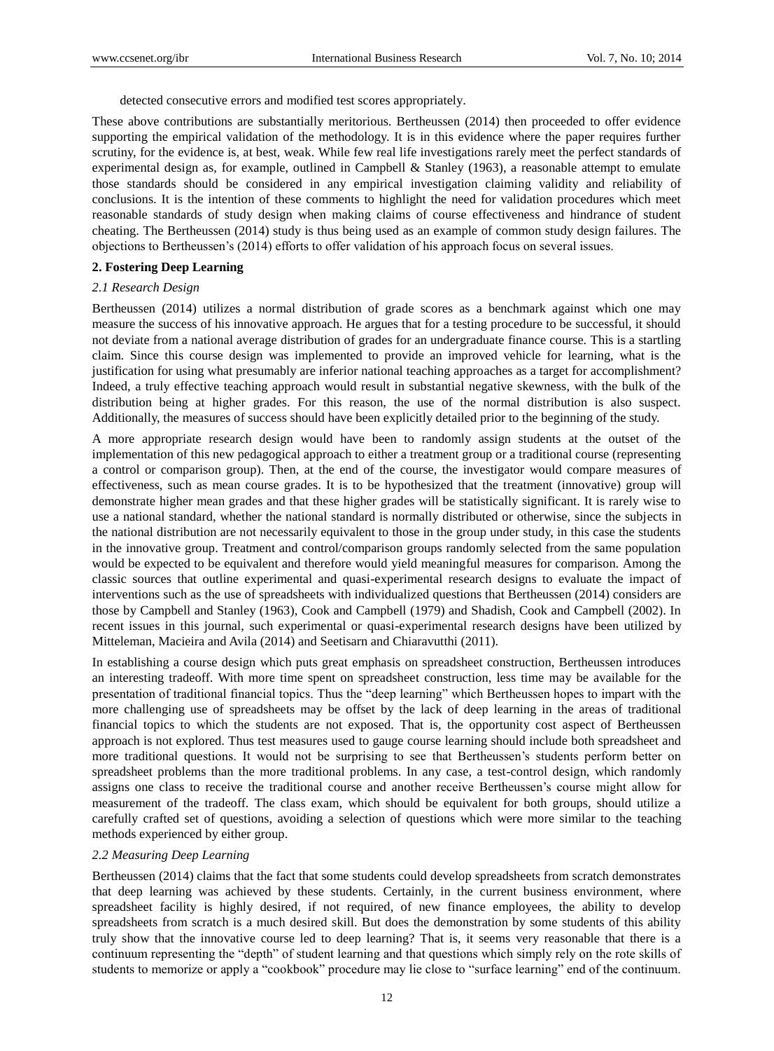detected consecutive errors and modified test scores appropriately.

These above contributions are substantially meritorious. Bertheussen (2014) then proceeded to offer evidence supporting the empirical validation of the methodology. It is in this evidence where the paper requires further scrutiny, for the evidence is, at best, weak. While few real life investigations rarely meet the perfect standards of experimental design as, for example, outlined in Campbell & Stanley (1963), a reasonable attempt to emulate those standards should be considered in any empirical investigation claiming validity and reliability of conclusions. It is the intention of these comments to highlight the need for validation procedures which meet reasonable standards of study design when making claims of course effectiveness and hindrance of student cheating. The Bertheussen (2014) study is thus being used as an example of common study design failures. The objections to Bertheussen's (2014) efforts to offer validation of his approach focus on several issues.

## 2. Fostering Deep Learning

### *2.1 Research Design*

Bertheussen (2014) utilizes a normal distribution of grade scores as a benchmark against which one may measure the success of his innovative approach. He argues that for a testing procedure to be successful, it should not deviate from a national average distribution of grades for an undergraduate finance course. This is a startling claim. Since this course design was implemented to provide an improved vehicle for learning, what is the justification for using what presumably are inferior national teaching approaches as a target for accomplishment? Indeed, a truly effective teaching approach would result in substantial negative skewness, with the bulk of the distribution being at higher grades. For this reason, the use of the normal distribution is also suspect. Additionally, the measures of success should have been explicitly detailed prior to the beginning of the study.

A more appropriate research design would have been to randomly assign students at the outset of the implementation of this new pedagogical approach to either a treatment group or a traditional course (representing a control or comparison group). Then, at the end of the course, the investigator would compare measures of effectiveness, such as mean course grades. It is to be hypothesized that the treatment (innovative) group will demonstrate higher mean grades and that these higher grades will be statistically significant. It is rarely wise to use a national standard, whether the national standard is normally distributed or otherwise, since the subjects in the national distribution are not necessarily equivalent to those in the group under study, in this case the students in the innovative group. Treatment and control/comparison groups randomly selected from the same population would be expected to be equivalent and therefore would yield meaningful measures for comparison. Among the classic sources that outline experimental and quasi-experimental research designs to evaluate the impact of interventions such as the use of spreadsheets with individualized questions that Bertheussen (2014) considers are those by Campbell and Stanley (1963), Cook and Campbell (1979) and Shadish, Cook and Campbell (2002). In recent issues in this journal, such experimental or quasi-experimental research designs have been utilized by Mitteleman, Macieira and Avila (2014) and Seetisarn and Chiaravutthi (2011).

In establishing a course design which puts great emphasis on spreadsheet construction, Bertheussen introduces an interesting tradeoff. With more time spent on spreadsheet construction, less time may be available for the presentation of traditional financial topics. Thus the "deep learning" which Bertheussen hopes to impart with the more challenging use of spreadsheets may be offset by the lack of deep learning in the areas of traditional financial topics to which the students are not exposed. That is, the opportunity cost aspect of Bertheussen approach is not explored. Thus test measures used to gauge course learning should include both spreadsheet and more traditional questions. It would not be surprising to see that Bertheussen's students perform better on spreadsheet problems than the more traditional problems. In any case, a test-control design, which randomly assigns one class to receive the traditional course and another receive Bertheussen's course might allow for measurement of the tradeoff. The class exam, which should be equivalent for both groups, should utilize a carefully crafted set of questions, avoiding a selection of questions which were more similar to the teaching methods experienced by either group.

### *2.2 Measuring Deep Learning*

Bertheussen (2014) claims that the fact that some students could develop spreadsheets from scratch demonstrates that deep learning was achieved by these students. Certainly, in the current business environment, where spreadsheet facility is highly desired, if not required, of new finance employees, the ability to develop spreadsheets from scratch is a much desired skill. But does the demonstration by some students of this ability truly show that the innovative course led to deep learning? That is, it seems very reasonable that there is a continuum representing the "depth" of student learning and that questions which simply rely on the rote skills of students to memorize or apply a "cookbook" procedure may lie close to "surface learning" end of the continuum.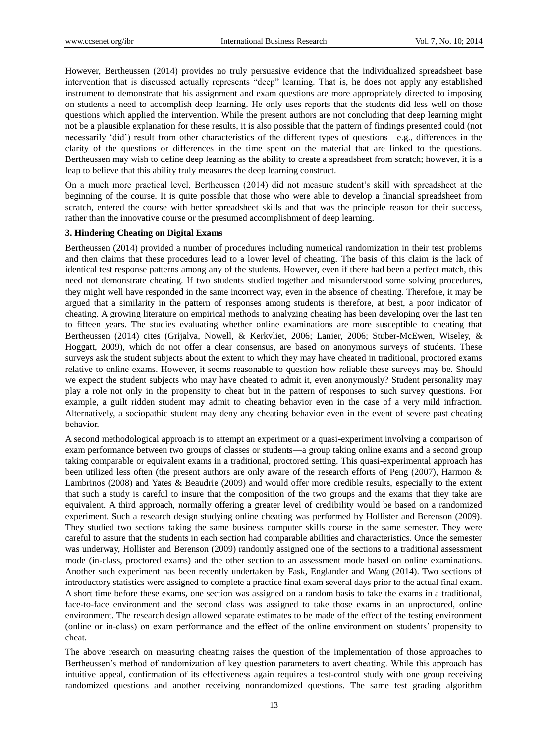However, Bertheussen (2014) provides no truly persuasive evidence that the individualized spreadsheet base intervention that is discussed actually represents "deep" learning. That is, he does not apply any established instrument to demonstrate that his assignment and exam questions are more appropriately directed to imposing on students a need to accomplish deep learning. He only uses reports that the students did less well on those questions which applied the intervention. While the present authors are not concluding that deep learning might not be a plausible explanation for these results, it is also possible that the pattern of findings presented could (not necessarily 'did') result from other characteristics of the different types of questions—e.g., differences in the clarity of the questions or differences in the time spent on the material that are linked to the questions. Bertheussen may wish to define deep learning as the ability to create a spreadsheet from scratch; however, it is a leap to believe that this ability truly measures the deep learning construct.

On a much more practical level, Bertheussen (2014) did not measure student's skill with spreadsheet at the beginning of the course. It is quite possible that those who were able to develop a financial spreadsheet from scratch, entered the course with better spreadsheet skills and that was the principle reason for their success, rather than the innovative course or the presumed accomplishment of deep learning.

## 3. Hindering Cheating on Digital Exams

Bertheussen (2014) provided a number of procedures including numerical randomization in their test problems and then claims that these procedures lead to a lower level of cheating. The basis of this claim is the lack of identical test response patterns among any of the students. However, even if there had been a perfect match, this need not demonstrate cheating. If two students studied together and misunderstood some solving procedures, they might well have responded in the same incorrect way, even in the absence of cheating. Therefore, it may be argued that a similarity in the pattern of responses among students is therefore, at best, a poor indicator of cheating. A growing literature on empirical methods to analyzing cheating has been developing over the last ten to fifteen years. The studies evaluating whether online examinations are more susceptible to cheating that Bertheussen (2014) cites (Grijalva, Nowell, & Kerkvliet, 2006; Lanier, 2006; Stuber-McEwen, Wiseley, & Hoggatt, 2009), which do not offer a clear consensus, are based on anonymous surveys of students. These surveys ask the student subjects about the extent to which they may have cheated in traditional, proctored exams relative to online exams. However, it seems reasonable to question how reliable these surveys may be. Should we expect the student subjects who may have cheated to admit it, even anonymously? Student personality may play a role not only in the propensity to cheat but in the pattern of responses to such survey questions. For example, a guilt ridden student may admit to cheating behavior even in the case of a very mild infraction. Alternatively, a sociopathic student may deny any cheating behavior even in the event of severe past cheating behavior.

A second methodological approach is to attempt an experiment or a quasi-experiment involving a comparison of exam performance between two groups of classes or students—a group taking online exams and a second group taking comparable or equivalent exams in a traditional, proctored setting. This quasi-experimental approach has been utilized less often (the present authors are only aware of the research efforts of Peng (2007), Harmon & Lambrinos (2008) and Yates & Beaudrie (2009) and would offer more credible results, especially to the extent that such a study is careful to insure that the composition of the two groups and the exams that they take are equivalent. A third approach, normally offering a greater level of credibility would be based on a randomized experiment. Such a research design studying online cheating was performed by Hollister and Berenson (2009). They studied two sections taking the same business computer skills course in the same semester. They were careful to assure that the students in each section had comparable abilities and characteristics. Once the semester was underway, Hollister and Berenson (2009) randomly assigned one of the sections to a traditional assessment mode (in-class, proctored exams) and the other section to an assessment mode based on online examinations. Another such experiment has been recently undertaken by Fask, Englander and Wang (2014). Two sections of introductory statistics were assigned to complete a practice final exam several days prior to the actual final exam. A short time before these exams, one section was assigned on a random basis to take the exams in a traditional, face-to-face environment and the second class was assigned to take those exams in an unproctored, online environment. The research design allowed separate estimates to be made of the effect of the testing environment (online or in-class) on exam performance and the effect of the online environment on students' propensity to cheat.

The above research on measuring cheating raises the question of the implementation of those approaches to Bertheussen's method of randomization of key question parameters to avert cheating. While this approach has intuitive appeal, confirmation of its effectiveness again requires a test-control study with one group receiving randomized questions and another receiving nonrandomized questions. The same test grading algorithm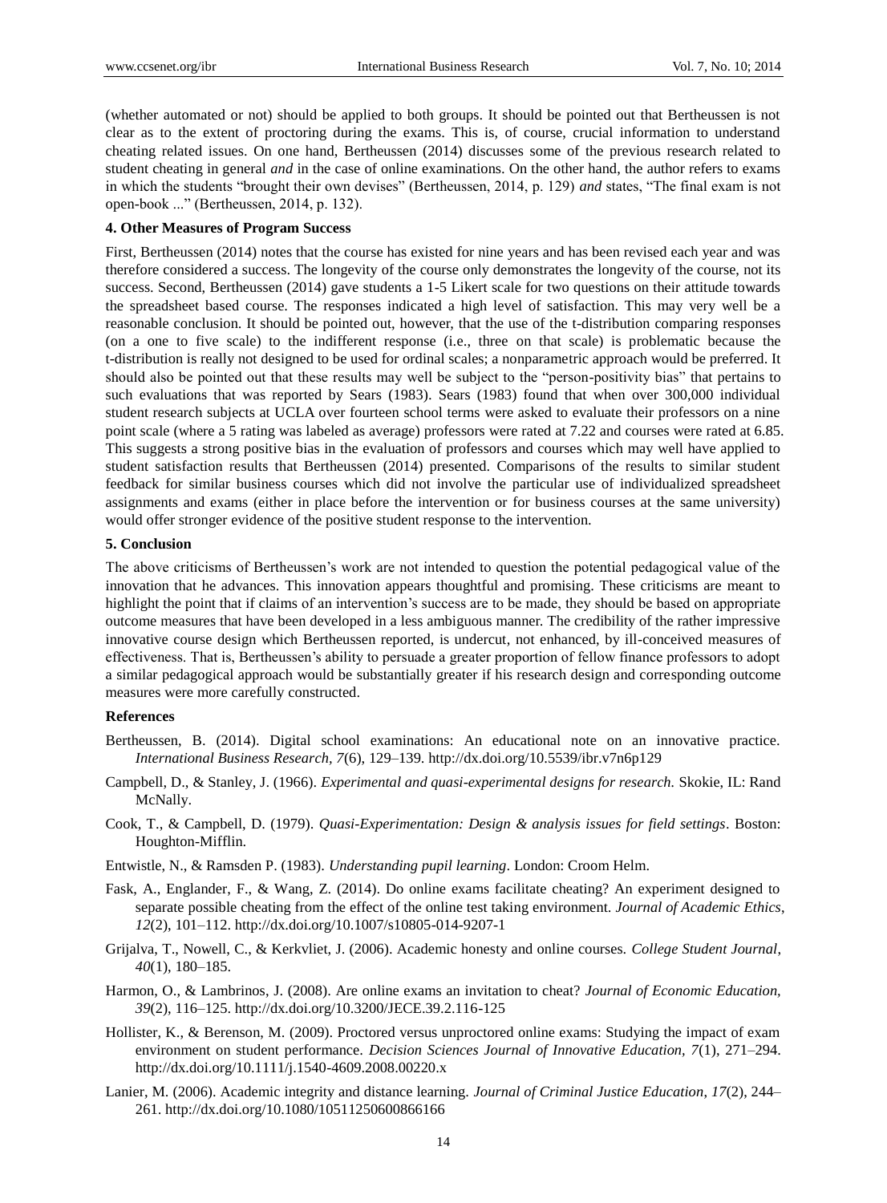(whether automated or not) should be applied to both groups. It should be pointed out that Bertheussen is not clear as to the extent of proctoring during the exams. This is, of course, crucial information to understand cheating related issues. On one hand, Bertheussen (2014) discusses some of the previous research related to student cheating in general *and* in the case of online examinations. On the other hand, the author refers to exams in which the students "brought their own devises" (Bertheussen, 2014, p. 129) *and* states, "The final exam is not open-book ..." (Bertheussen, 2014, p. 132).

## 4. Other Measures of Program Success

First, Bertheussen (2014) notes that the course has existed for nine years and has been revised each year and was therefore considered a success. The longevity of the course only demonstrates the longevity of the course, not its success. Second, Bertheussen (2014) gave students a 1-5 Likert scale for two questions on their attitude towards the spreadsheet based course. The responses indicated a high level of satisfaction. This may very well be a reasonable conclusion. It should be pointed out, however, that the use of the t-distribution comparing responses (on a one to five scale) to the indifferent response (i.e., three on that scale) is problematic because the t-distribution is really not designed to be used for ordinal scales; a nonparametric approach would be preferred. It should also be pointed out that these results may well be subject to the "person-positivity bias" that pertains to such evaluations that was reported by Sears (1983). Sears (1983) found that when over 300,000 individual student research subjects at UCLA over fourteen school terms were asked to evaluate their professors on a nine point scale (where a 5 rating was labeled as average) professors were rated at 7.22 and courses were rated at 6.85. This suggests a strong positive bias in the evaluation of professors and courses which may well have applied to student satisfaction results that Bertheussen (2014) presented. Comparisons of the results to similar student feedback for similar business courses which did not involve the particular use of individualized spreadsheet assignments and exams (either in place before the intervention or for business courses at the same university) would offer stronger evidence of the positive student response to the intervention.

## 5. Conclusion

The above criticisms of Bertheussen's work are not intended to question the potential pedagogical value of the innovation that he advances. This innovation appears thoughtful and promising. These criticisms are meant to highlight the point that if claims of an intervention's success are to be made, they should be based on appropriate outcome measures that have been developed in a less ambiguous manner. The credibility of the rather impressive innovative course design which Bertheussen reported, is undercut, not enhanced, by ill-conceived measures of effectiveness. That is, Bertheussen's ability to persuade a greater proportion of fellow finance professors to adopt a similar pedagogical approach would be substantially greater if his research design and corresponding outcome measures were more carefully constructed.

## References

Bertheussen, B. (2014). Digital school examinations: An educational note on an innovative practice. *International Business Research, 7*(6), 129–139. http://dx.doi.org/10.5539/ibr.v7n6p129

Campbell, D., & Stanley, J. (1966). *Experimental and quasi-experimental designs for research.* Skokie, IL: Rand McNally.

Cook, T., & Campbell, D. (1979). *Quasi-Experimentation: Design & analysis issues for field settings*. Boston: Houghton-Mifflin.

Entwistle, N., & Ramsden P. (1983). *Understanding pupil learning*. London: Croom Helm.

Fask, A., Englander, F., & Wang, Z. (2014). Do online exams facilitate cheating? An experiment designed to separate possible cheating from the effect of the online test taking environment. *Journal of Academic Ethics*, *12*(2), 101–112. http://dx.doi.org/10.1007/s10805-014-9207-1

Grijalva, T., Nowell, C., & Kerkvliet, J. (2006). Academic honesty and online courses. *College Student Journal*, *40*(1), 180–185.

Harmon, O., & Lambrinos, J. (2008). Are online exams an invitation to cheat? *Journal of Economic Education*, *39*(2), 116–125. http://dx.doi.org/10.3200/JECE.39.2.116-125

Hollister, K., & Berenson, M. (2009). Proctored versus unproctored online exams: Studying the impact of exam environment on student performance. *Decision Sciences Journal of Innovative Education*, *7*(1), 271–294. http://dx.doi.org/10.1111/j.1540-4609.2008.00220.x

Lanier, M. (2006). Academic integrity and distance learning. *Journal of Criminal Justice Education*, *17*(2), 244–261. http://dx.doi.org/10.1080/10511250600866166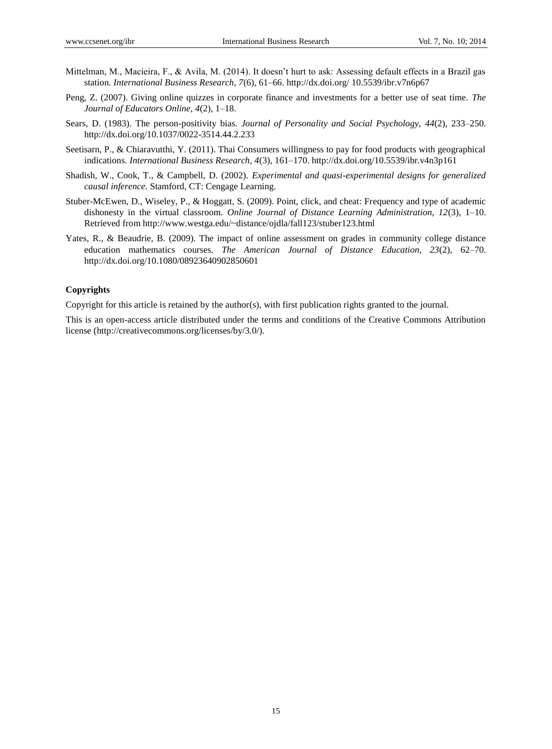Mittelman, M., Macieira, F., & Avila, M. (2014). It doesn't hurt to ask: Assessing default effects in a Brazil gas station. *International Business Research, 7*(6), 61–66. http://dx.doi.org/ 10.5539/ibr.v7n6p67

Peng, Z. (2007). Giving online quizzes in corporate finance and investments for a better use of seat time. *The Journal of Educators Online, 4*(2), 1–18.

Sears, D. (1983). The person-positivity bias. *Journal of Personality and Social Psychology, 44*(2), 233–250. http://dx.doi.org/10.1037/0022-3514.44.2.233

Seetisarn, P., & Chiaravutthi, Y. (2011). Thai Consumers willingness to pay for food products with geographical indications. *International Business Research, 4*(3), 161–170. http://dx.doi.org/10.5539/ibr.v4n3p161

Shadish, W., Cook, T., & Campbell, D. (2002). *Experimental and quasi-experimental designs for generalized causal inference*. Stamford, CT: Cengage Learning.

Stuber-McEwen, D., Wiseley, P., & Hoggatt, S. (2009). Point, click, and cheat: Frequency and type of academic dishonesty in the virtual classroom. *Online Journal of Distance Learning Administration, 12*(3), 1–10. Retrieved from http://www.westga.edu/~distance/ojdla/fall123/stuber123.html

Yates, R., & Beaudrie, B. (2009). The impact of online assessment on grades in community college distance education mathematics courses. *The American Journal of Distance Education, 23*(2), 62–70. http://dx.doi.org/10.1080/08923640902850601

**Copyrights**

Copyright for this article is retained by the author(s), with first publication rights granted to the journal.

This is an open-access article distributed under the terms and conditions of the Creative Commons Attribution license (http://creativecommons.org/licenses/by/3.0/).